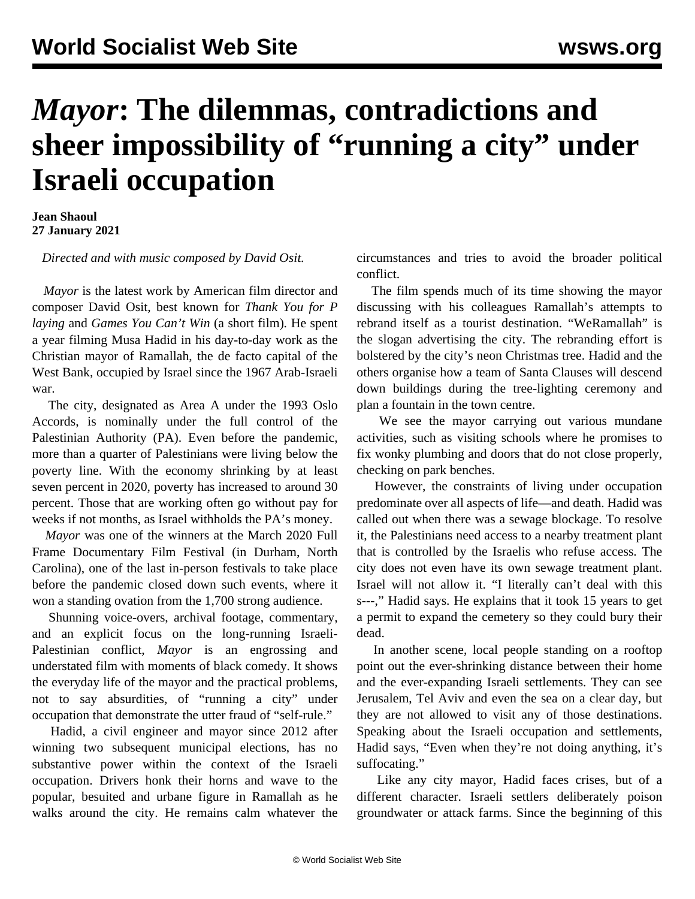# *Mayor*: The dilemmas, contradictions and sheer impossibility of "running a city" under Israeli occupation

**Jean Shaoul**
**27 January 2021**

*Directed and with music composed by David Osit.*

*Mayor* is the latest work by American film director and composer David Osit, best known for *Thank You for Playing* and *Games You Can't Win* (a short film). He spent a year filming Musa Hadid in his day-to-day work as the Christian mayor of Ramallah, the de facto capital of the West Bank, occupied by Israel since the 1967 Arab-Israeli war.

The city, designated as Area A under the 1993 Oslo Accords, is nominally under the full control of the Palestinian Authority (PA). Even before the pandemic, more than a quarter of Palestinians were living below the poverty line. With the economy shrinking by at least seven percent in 2020, poverty has increased to around 30 percent. Those that are working often go without pay for weeks if not months, as Israel withholds the PA's money.

*Mayor* was one of the winners at the March 2020 Full Frame Documentary Film Festival (in Durham, North Carolina), one of the last in-person festivals to take place before the pandemic closed down such events, where it won a standing ovation from the 1,700 strong audience.

Shunning voice-overs, archival footage, commentary, and an explicit focus on the long-running Israeli-Palestinian conflict, *Mayor* is an engrossing and understated film with moments of black comedy. It shows the everyday life of the mayor and the practical problems, not to say absurdities, of "running a city" under occupation that demonstrate the utter fraud of "self-rule."

Hadid, a civil engineer and mayor since 2012 after winning two subsequent municipal elections, has no substantive power within the context of the Israeli occupation. Drivers honk their horns and wave to the popular, besuited and urbane figure in Ramallah as he walks around the city. He remains calm whatever the circumstances and tries to avoid the broader political conflict.

The film spends much of its time showing the mayor discussing with his colleagues Ramallah's attempts to rebrand itself as a tourist destination. "WeRamallah" is the slogan advertising the city. The rebranding effort is bolstered by the city's neon Christmas tree. Hadid and the others organise how a team of Santa Clauses will descend down buildings during the tree-lighting ceremony and plan a fountain in the town centre.

We see the mayor carrying out various mundane activities, such as visiting schools where he promises to fix wonky plumbing and doors that do not close properly, checking on park benches.

However, the constraints of living under occupation predominate over all aspects of life—and death. Hadid was called out when there was a sewage blockage. To resolve it, the Palestinians need access to a nearby treatment plant that is controlled by the Israelis who refuse access. The city does not even have its own sewage treatment plant. Israel will not allow it. "I literally can't deal with this s---," Hadid says. He explains that it took 15 years to get a permit to expand the cemetery so they could bury their dead.

In another scene, local people standing on a rooftop point out the ever-shrinking distance between their home and the ever-expanding Israeli settlements. They can see Jerusalem, Tel Aviv and even the sea on a clear day, but they are not allowed to visit any of those destinations. Speaking about the Israeli occupation and settlements, Hadid says, "Even when they're not doing anything, it's suffocating."

Like any city mayor, Hadid faces crises, but of a different character. Israeli settlers deliberately poison groundwater or attack farms. Since the beginning of this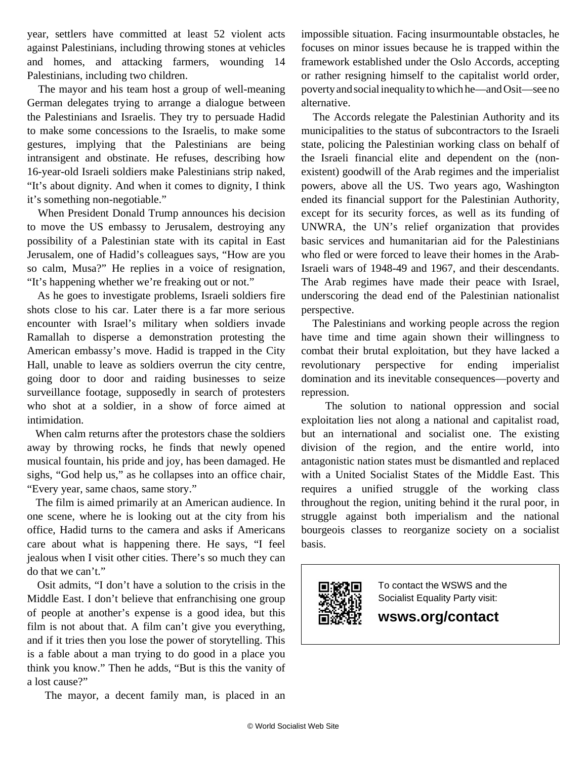year, settlers have committed at least 52 violent acts against Palestinians, including throwing stones at vehicles and homes, and attacking farmers, wounding 14 Palestinians, including two children.

The mayor and his team host a group of well-meaning German delegates trying to arrange a dialogue between the Palestinians and Israelis. They try to persuade Hadid to make some concessions to the Israelis, to make some gestures, implying that the Palestinians are being intransigent and obstinate. He refuses, describing how 16-year-old Israeli soldiers make Palestinians strip naked, "It's about dignity. And when it comes to dignity, I think it's something non-negotiable."

When President Donald Trump announces his decision to move the US embassy to Jerusalem, destroying any possibility of a Palestinian state with its capital in East Jerusalem, one of Hadid's colleagues says, "How are you so calm, Musa?" He replies in a voice of resignation, "It's happening whether we're freaking out or not."

As he goes to investigate problems, Israeli soldiers fire shots close to his car. Later there is a far more serious encounter with Israel's military when soldiers invade Ramallah to disperse a demonstration protesting the American embassy's move. Hadid is trapped in the City Hall, unable to leave as soldiers overrun the city centre, going door to door and raiding businesses to seize surveillance footage, supposedly in search of protesters who shot at a soldier, in a show of force aimed at intimidation.

When calm returns after the protestors chase the soldiers away by throwing rocks, he finds that newly opened musical fountain, his pride and joy, has been damaged. He sighs, "God help us," as he collapses into an office chair, "Every year, same chaos, same story."

The film is aimed primarily at an American audience. In one scene, where he is looking out at the city from his office, Hadid turns to the camera and asks if Americans care about what is happening there. He says, "I feel jealous when I visit other cities. There's so much they can do that we can't."

Osit admits, "I don't have a solution to the crisis in the Middle East. I don't believe that enfranchising one group of people at another's expense is a good idea, but this film is not about that. A film can't give you everything, and if it tries then you lose the power of storytelling. This is a fable about a man trying to do good in a place you think you know." Then he adds, "But is this the vanity of a lost cause?"

The mayor, a decent family man, is placed in an impossible situation. Facing insurmountable obstacles, he focuses on minor issues because he is trapped within the framework established under the Oslo Accords, accepting or rather resigning himself to the capitalist world order, poverty and social inequality to which he—and Osit—see no alternative.

The Accords relegate the Palestinian Authority and its municipalities to the status of subcontractors to the Israeli state, policing the Palestinian working class on behalf of the Israeli financial elite and dependent on the (non-existent) goodwill of the Arab regimes and the imperialist powers, above all the US. Two years ago, Washington ended its financial support for the Palestinian Authority, except for its security forces, as well as its funding of UNWRA, the UN's relief organization that provides basic services and humanitarian aid for the Palestinians who fled or were forced to leave their homes in the Arab-Israeli wars of 1948-49 and 1967, and their descendants. The Arab regimes have made their peace with Israel, underscoring the dead end of the Palestinian nationalist perspective.

The Palestinians and working people across the region have time and time again shown their willingness to combat their brutal exploitation, but they have lacked a revolutionary perspective for ending imperialist domination and its inevitable consequences—poverty and repression.

The solution to national oppression and social exploitation lies not along a national and capitalist road, but an international and socialist one. The existing division of the region, and the entire world, into antagonistic nation states must be dismantled and replaced with a United Socialist States of the Middle East. This requires a unified struggle of the working class throughout the region, uniting behind it the rural poor, in struggle against both imperialism and the national bourgeois classes to reorganize society on a socialist basis.

To contact the WSWS and the Socialist Equality Party visit:

**wsws.org/contact**